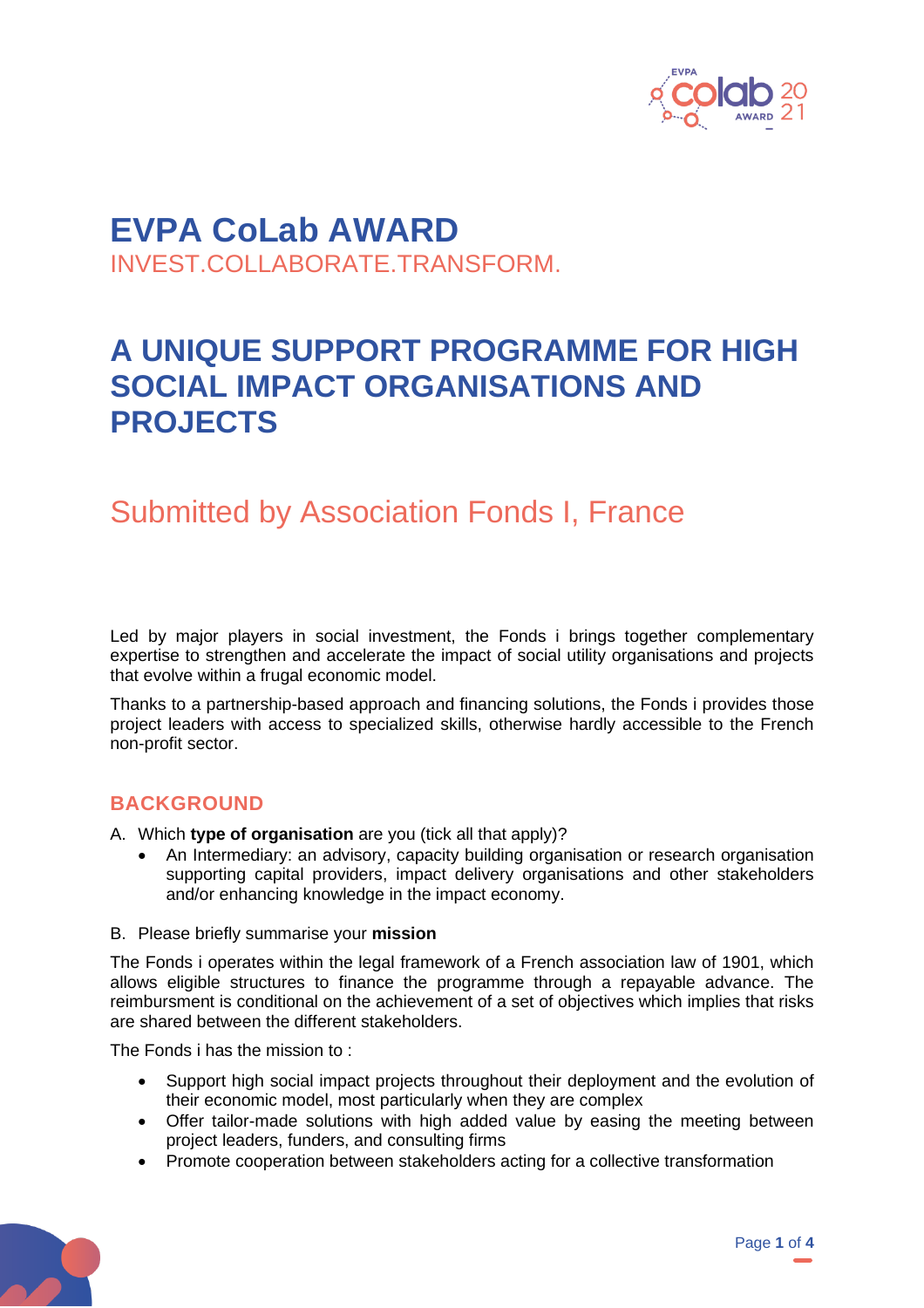# EVPA CoLab AWARD

INVEST.COLLABORATE.TRANSFORM.

# A UNIQUE SUPPORT PROGRAMME FOR HIGH SOCIAL IMPACT ORGANISATIONS AND PROJECTS

## Submitted by Association Fonds I, France

Led by major players in social investment, the Fonds i brings together complementary expertise to strengthen and accelerate the impact of social utility organisations and projects that evolve within a frugal economic model.

Thanks to a partnership-based approach and financing solutions, the Fonds i provides those project leaders with access to specialized skills, otherwise hardly accessible to the French non-profit sector.

### BACKGROUND

A. Which **type of organisation** are you (tick all that apply)?
   - An Intermediary: an advisory, capacity building organisation or research organisation supporting capital providers, impact delivery organisations and other stakeholders and/or enhancing knowledge in the impact economy.

B. Please briefly summarise your **mission**

The Fonds i operates within the legal framework of a French association law of 1901, which allows eligible structures to finance the programme through a repayable advance. The reimbursment is conditional on the achievement of a set of objectives which implies that risks are shared between the different stakeholders.

The Fonds i has the mission to :

- Support high social impact projects throughout their deployment and the evolution of their economic model, most particularly when they are complex
- Offer tailor-made solutions with high added value by easing the meeting between project leaders, funders, and consulting firms
- Promote cooperation between stakeholders acting for a collective transformation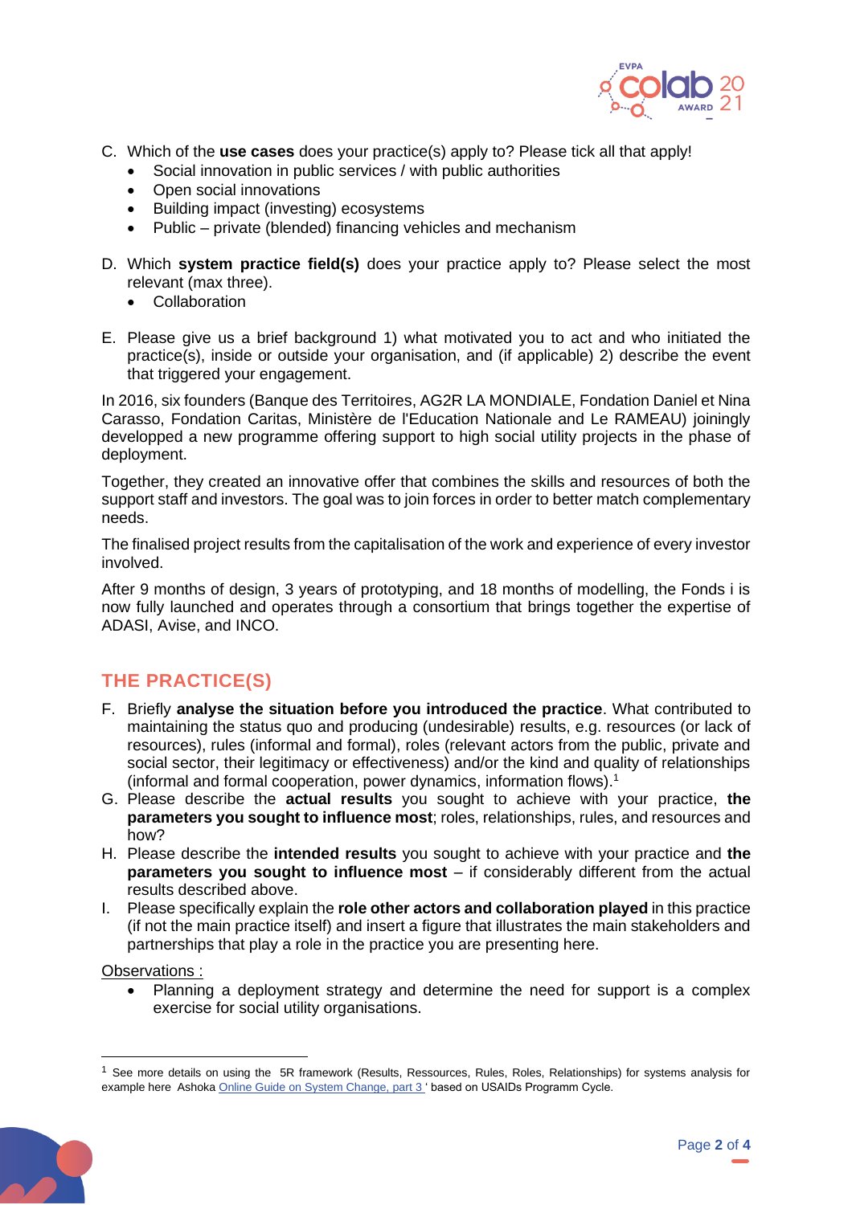C. Which of the **use cases** does your practice(s) apply to? Please tick all that apply!
   - Social innovation in public services / with public authorities
   - Open social innovations
   - Building impact (investing) ecosystems
   - Public – private (blended) financing vehicles and mechanism

D. Which **system practice field(s)** does your practice apply to? Please select the most relevant (max three).
   - Collaboration

E. Please give us a brief background 1) what motivated you to act and who initiated the practice(s), inside or outside your organisation, and (if applicable) 2) describe the event that triggered your engagement.

In 2016, six founders (Banque des Territoires, AG2R LA MONDIALE, Fondation Daniel et Nina Carasso, Fondation Caritas, Ministère de l'Education Nationale and Le RAMEAU) joiningly developped a new programme offering support to high social utility projects in the phase of deployment.

Together, they created an innovative offer that combines the skills and resources of both the support staff and investors. The goal was to join forces in order to better match complementary needs.

The finalised project results from the capitalisation of the work and experience of every investor involved.

After 9 months of design, 3 years of prototyping, and 18 months of modelling, the Fonds i is now fully launched and operates through a consortium that brings together the expertise of ADASI, Avise, and INCO.

## THE PRACTICE(S)

F. Briefly **analyse the situation before you introduced the practice**. What contributed to maintaining the status quo and producing (undesirable) results, e.g. resources (or lack of resources), rules (informal and formal), roles (relevant actors from the public, private and social sector, their legitimacy or effectiveness) and/or the kind and quality of relationships (informal and formal cooperation, power dynamics, information flows).[1]

G. Please describe the **actual results** you sought to achieve with your practice, **the parameters you sought to influence most**; roles, relationships, rules, and resources and how?

H. Please describe the **intended results** you sought to achieve with your practice and **the parameters you sought to influence most** – if considerably different from the actual results described above.

I. Please specifically explain the **role other actors and collaboration played** in this practice (if not the main practice itself) and insert a figure that illustrates the main stakeholders and partnerships that play a role in the practice you are presenting here.

Observations :

- Planning a deployment strategy and determine the need for support is a complex exercise for social utility organisations.

---

[1] See more details on using the 5R framework (Results, Ressources, Rules, Roles, Relationships) for systems analysis for example here Ashoka Online Guide on System Change, part 3 ' based on USAIDs Programm Cycle.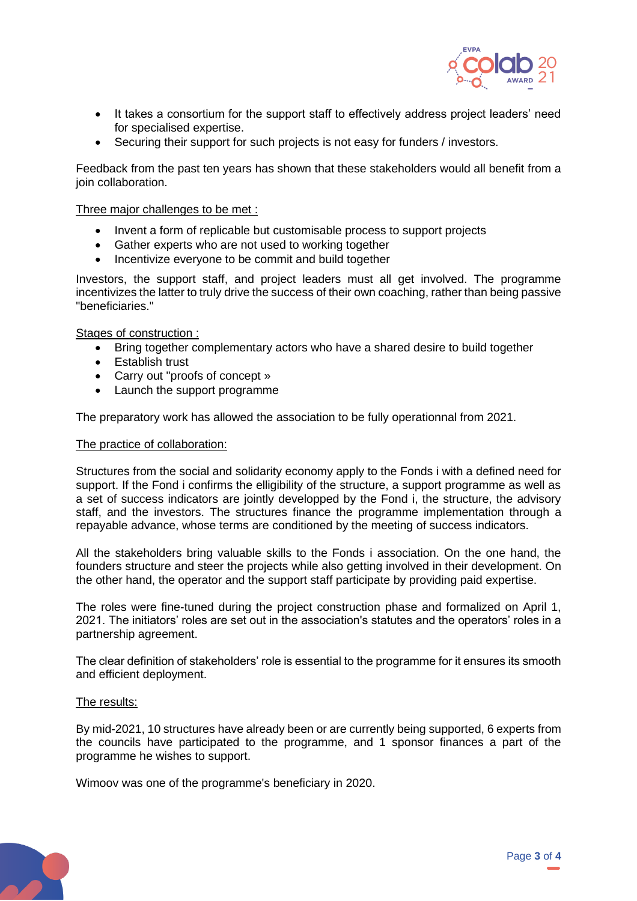- It takes a consortium for the support staff to effectively address project leaders' need for specialised expertise.
- Securing their support for such projects is not easy for funders / investors.

Feedback from the past ten years has shown that these stakeholders would all benefit from a join collaboration.

Three major challenges to be met :

- Invent a form of replicable but customisable process to support projects
- Gather experts who are not used to working together
- Incentivize everyone to be commit and build together

Investors, the support staff, and project leaders must all get involved. The programme incentivizes the latter to truly drive the success of their own coaching, rather than being passive "beneficiaries."

Stages of construction :

- Bring together complementary actors who have a shared desire to build together
- Establish trust
- Carry out "proofs of concept »
- Launch the support programme

The preparatory work has allowed the association to be fully operationnal from 2021.

The practice of collaboration:

Structures from the social and solidarity economy apply to the Fonds i with a defined need for support. If the Fond i confirms the elligibility of the structure, a support programme as well as a set of success indicators are jointly developped by the Fond i, the structure, the advisory staff, and the investors. The structures finance the programme implementation through a repayable advance, whose terms are conditioned by the meeting of success indicators.

All the stakeholders bring valuable skills to the Fonds i association. On the one hand, the founders structure and steer the projects while also getting involved in their development. On the other hand, the operator and the support staff participate by providing paid expertise.

The roles were fine-tuned during the project construction phase and formalized on April 1, 2021. The initiators' roles are set out in the association's statutes and the operators' roles in a partnership agreement.

The clear definition of stakeholders' role is essential to the programme for it ensures its smooth and efficient deployment.

The results:

By mid-2021, 10 structures have already been or are currently being supported, 6 experts from the councils have participated to the programme, and 1 sponsor finances a part of the programme he wishes to support.

Wimoov was one of the programme's beneficiary in 2020.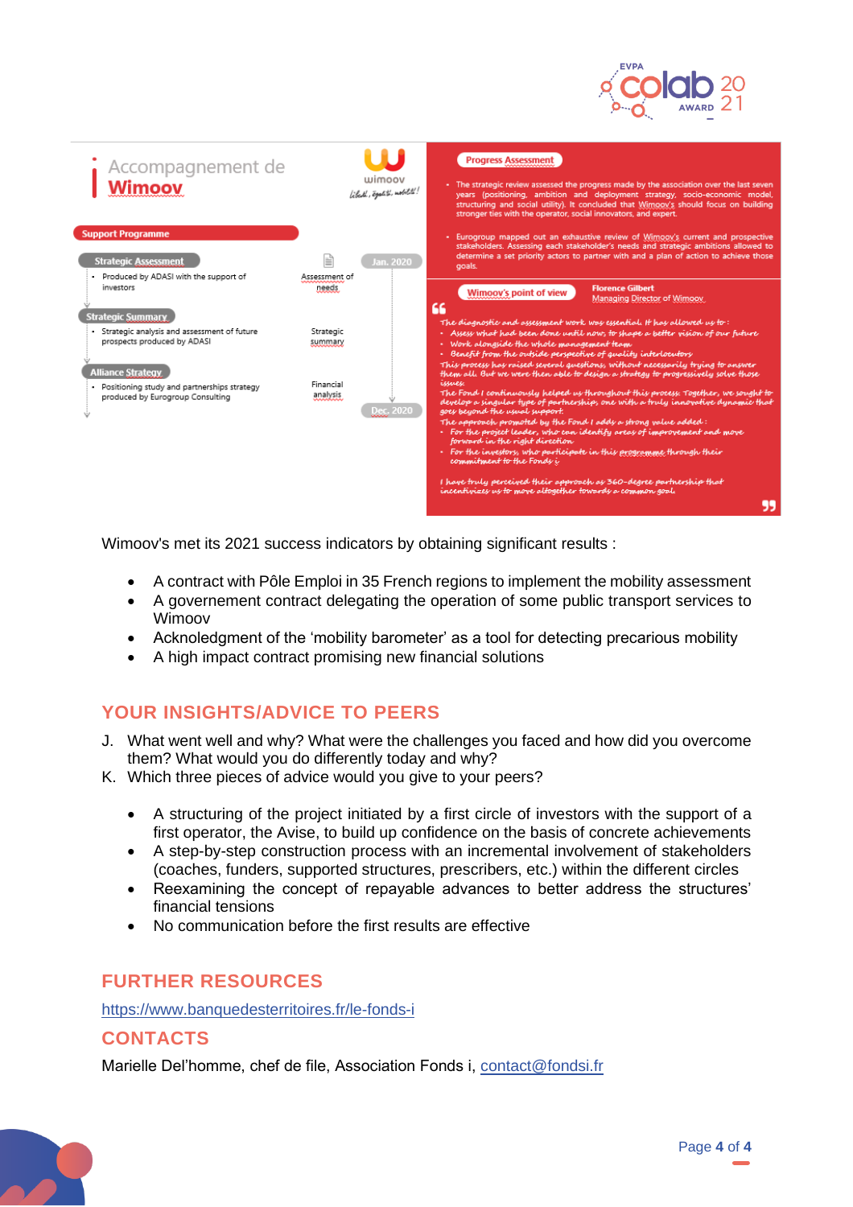## Accompagnement de Wimoov

wimoov
*liberté, égalité, mobilité !*

**Support Programme**

**Strategic Assessment**

- Produced by ADASI with the support of investors

**Strategic Summary**

- Strategic analysis and assessment of future prospects produced by ADASI

**Alliance Strategy**

- Positioning study and partnerships strategy produced by Eurogroup Consulting

Jan. 2020

Assessment of needs

Strategic summary

Financial analysis

Dec. 2020

**Progress Assessment**

- The strategic review assessed the progress made by the association over the last seven years (positioning, ambition and deployment strategy, socio-economic model, structuring and social utility). It concluded that Wimoov's should focus on building stronger ties with the operator, social innovators, and expert.
- Eurogroup mapped out an exhaustive review of Wimoov's current and prospective stakeholders. Assessing each stakeholder's needs and strategic ambitions allowed to determine a set priority actors to partner with and a plan of action to achieve those goals.

**Wimoov's point of view**

**Florence Gilbert**
Managing Director of Wimoov

*The diagnostic and assessment work was essential. It has allowed us to :*

- *Assess what had been done until now, to shape a better vision of our future*
- *Work alongside the whole management team*
- *Benefit from the outside perspective of quality interlocutors*

*This process has raised several questions, without necessarily trying to answer them all. But we were then able to design a strategy to progressively solve those issues.*

*The Fond i continuously helped us throughout this process. Together, we sought to develop a singular type of partnership, one with a truly innovative dynamic that goes beyond the usual support.*

*The approach promoted by the Fond i adds a strong value added :*

- *For the project leader, who can identify areas of improvement and move forward in the right direction*
- *For the investors, who participate in this programme through their commitment to the Fonds i.*

*I have truly perceived their approach as 360-degree partnership that incentivizes us to move altogether towards a common goal.*

Wimoov's met its 2021 success indicators by obtaining significant results :

- A contract with Pôle Emploi in 35 French regions to implement the mobility assessment
- A governement contract delegating the operation of some public transport services to Wimoov
- Acknoledgment of the 'mobility barometer' as a tool for detecting precarious mobility
- A high impact contract promising new financial solutions

## YOUR INSIGHTS/ADVICE TO PEERS

J. What went well and why? What were the challenges you faced and how did you overcome them? What would you do differently today and why?
K. Which three pieces of advice would you give to your peers?

- A structuring of the project initiated by a first circle of investors with the support of a first operator, the Avise, to build up confidence on the basis of concrete achievements
- A step-by-step construction process with an incremental involvement of stakeholders (coaches, funders, supported structures, prescribers, etc.) within the different circles
- Reexamining the concept of repayable advances to better address the structures' financial tensions
- No communication before the first results are effective

## FURTHER RESOURCES

https://www.banquedesterritoires.fr/le-fonds-i

## CONTACTS

Marielle Del'homme, chef de file, Association Fonds i, contact@fondsi.fr